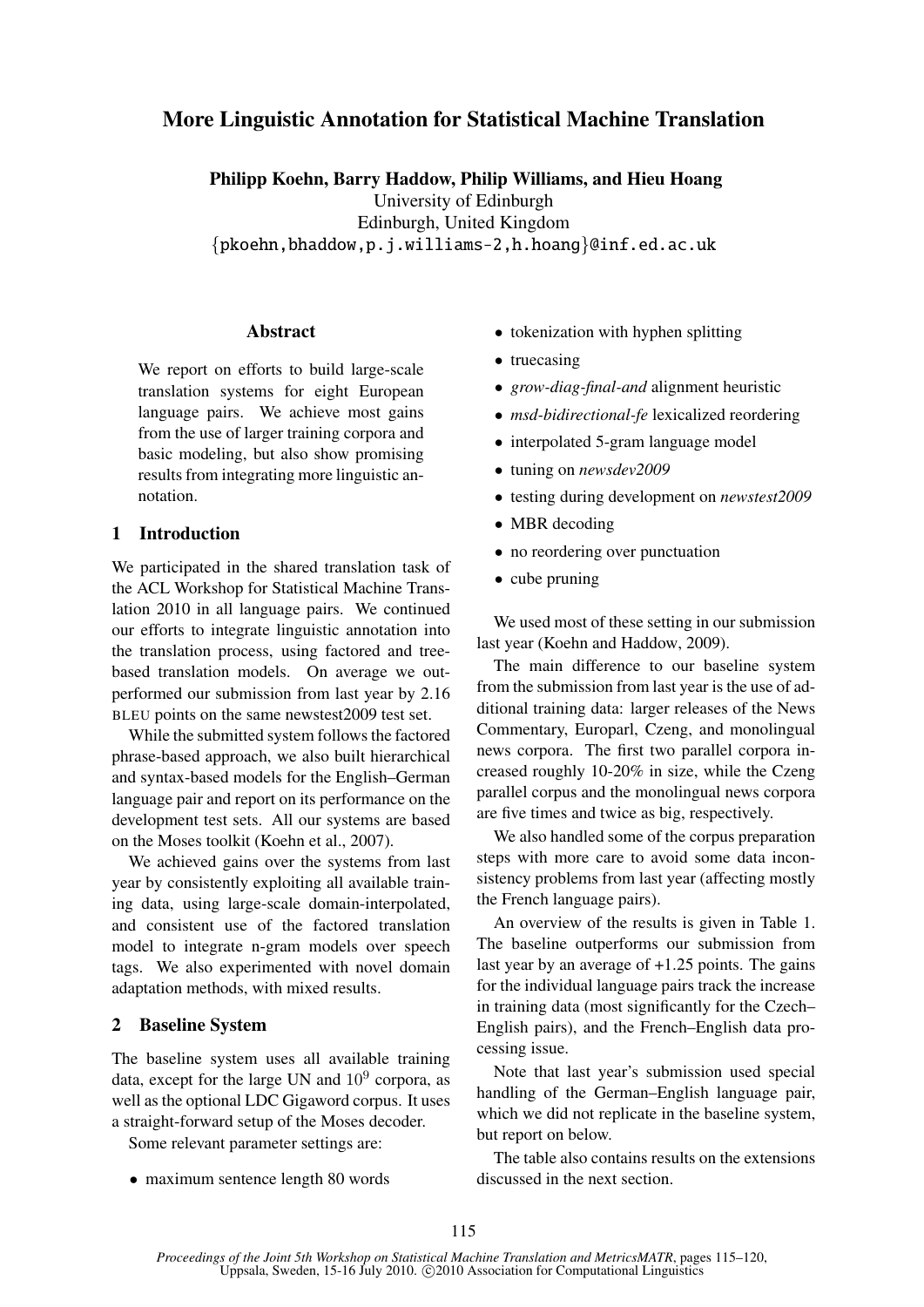# More Linguistic Annotation for Statistical Machine Translation

**Philipp Koehn, Barry Haddow, Philip Williams, and Hieu Hoang**
University of Edinburgh
Edinburgh, United Kingdom
{pkoehn,bhaddow,p.j.williams-2,h.hoang}@inf.ed.ac.uk

## Abstract

We report on efforts to build large-scale translation systems for eight European language pairs. We achieve most gains from the use of larger training corpora and basic modeling, but also show promising results from integrating more linguistic annotation.

## 1 Introduction

We participated in the shared translation task of the ACL Workshop for Statistical Machine Translation 2010 in all language pairs. We continued our efforts to integrate linguistic annotation into the translation process, using factored and tree-based translation models. On average we outperformed our submission from last year by 2.16 BLEU points on the same newstest2009 test set.

While the submitted system follows the factored phrase-based approach, we also built hierarchical and syntax-based models for the English–German language pair and report on its performance on the development test sets. All our systems are based on the Moses toolkit (Koehn et al., 2007).

We achieved gains over the systems from last year by consistently exploiting all available training data, using large-scale domain-interpolated, and consistent use of the factored translation model to integrate n-gram models over speech tags. We also experimented with novel domain adaptation methods, with mixed results.

## 2 Baseline System

The baseline system uses all available training data, except for the large UN and $10^9$ corpora, as well as the optional LDC Gigaword corpus. It uses a straight-forward setup of the Moses decoder.

Some relevant parameter settings are:

- maximum sentence length 80 words
- tokenization with hyphen splitting
- truecasing
- *grow-diag-final-and* alignment heuristic
- *msd-bidirectional-fe* lexicalized reordering
- interpolated 5-gram language model
- tuning on *newsdev2009*
- testing during development on *newstest2009*
- MBR decoding
- no reordering over punctuation
- cube pruning

We used most of these setting in our submission last year (Koehn and Haddow, 2009).

The main difference to our baseline system from the submission from last year is the use of additional training data: larger releases of the News Commentary, Europarl, Czeng, and monolingual news corpora. The first two parallel corpora increased roughly 10-20% in size, while the Czeng parallel corpus and the monolingual news corpora are five times and twice as big, respectively.

We also handled some of the corpus preparation steps with more care to avoid some data inconsistency problems from last year (affecting mostly the French language pairs).

An overview of the results is given in Table 1. The baseline outperforms our submission from last year by an average of +1.25 points. The gains for the individual language pairs track the increase in training data (most significantly for the Czech–English pairs), and the French–English data processing issue.

Note that last year's submission used special handling of the German–English language pair, which we did not replicate in the baseline system, but report on below.

The table also contains results on the extensions discussed in the next section.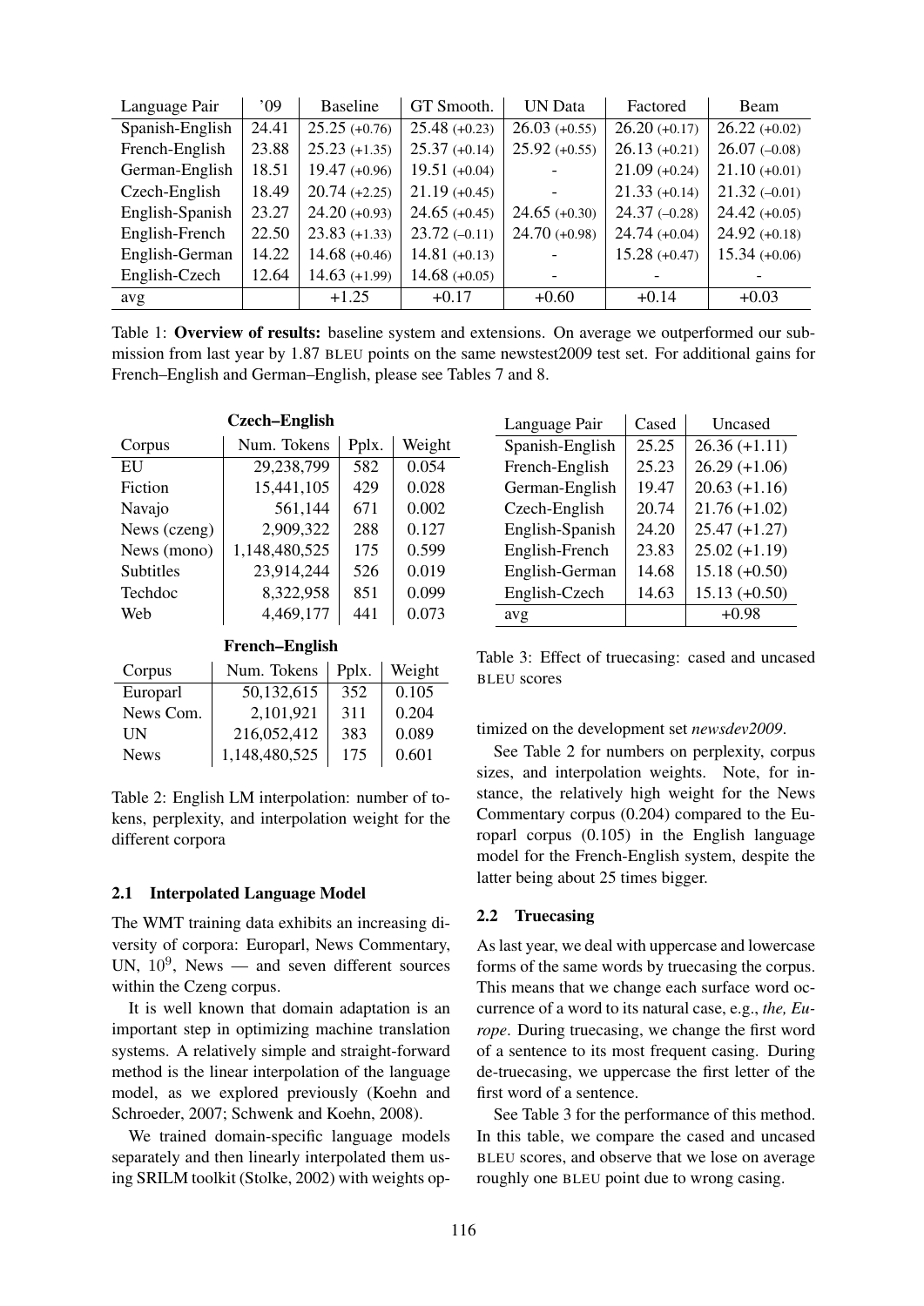| Language Pair | '09 | Baseline | GT Smooth. | UN Data | Factored | Beam |
|---|---|---|---|---|---|---|
| Spanish-English | 24.41 | 25.25 (+0.76) | 25.48 (+0.23) | 26.03 (+0.55) | 26.20 (+0.17) | 26.22 (+0.02) |
| French-English | 23.88 | 25.23 (+1.35) | 25.37 (+0.14) | 25.92 (+0.55) | 26.13 (+0.21) | 26.07 (–0.08) |
| German-English | 18.51 | 19.47 (+0.96) | 19.51 (+0.04) | - | 21.09 (+0.24) | 21.10 (+0.01) |
| Czech-English | 18.49 | 20.74 (+2.25) | 21.19 (+0.45) | - | 21.33 (+0.14) | 21.32 (–0.01) |
| English-Spanish | 23.27 | 24.20 (+0.93) | 24.65 (+0.45) | 24.65 (+0.30) | 24.37 (–0.28) | 24.42 (+0.05) |
| English-French | 22.50 | 23.83 (+1.33) | 23.72 (–0.11) | 24.70 (+0.98) | 24.74 (+0.04) | 24.92 (+0.18) |
| English-German | 14.22 | 14.68 (+0.46) | 14.81 (+0.13) | - | 15.28 (+0.47) | 15.34 (+0.06) |
| English-Czech | 12.64 | 14.63 (+1.99) | 14.68 (+0.05) | - | - | - |
| avg | | +1.25 | +0.17 | +0.60 | +0.14 | +0.03 |

Table 1: **Overview of results:** baseline system and extensions. On average we outperformed our submission from last year by 1.87 BLEU points on the same newstest2009 test set. For additional gains for French–English and German–English, please see Tables 7 and 8.

**Czech–English**

| Corpus | Num. Tokens | Pplx. | Weight |
|---|---|---|---|
| EU | 29,238,799 | 582 | 0.054 |
| Fiction | 15,441,105 | 429 | 0.028 |
| Navajo | 561,144 | 671 | 0.002 |
| News (czeng) | 2,909,322 | 288 | 0.127 |
| News (mono) | 1,148,480,525 | 175 | 0.599 |
| Subtitles | 23,914,244 | 526 | 0.019 |
| Techdoc | 8,322,958 | 851 | 0.099 |
| Web | 4,469,177 | 441 | 0.073 |

**French–English**

| Corpus | Num. Tokens | Pplx. | Weight |
|---|---|---|---|
| Europarl | 50,132,615 | 352 | 0.105 |
| News Com. | 2,101,921 | 311 | 0.204 |
| UN | 216,052,412 | 383 | 0.089 |
| News | 1,148,480,525 | 175 | 0.601 |

Table 2: English LM interpolation: number of tokens, perplexity, and interpolation weight for the different corpora

### 2.1 Interpolated Language Model

The WMT training data exhibits an increasing diversity of corpora: Europarl, News Commentary, UN, $10^9$, News — and seven different sources within the Czeng corpus.

It is well known that domain adaptation is an important step in optimizing machine translation systems. A relatively simple and straight-forward method is the linear interpolation of the language model, as we explored previously (Koehn and Schroeder, 2007; Schwenk and Koehn, 2008).

We trained domain-specific language models separately and then linearly interpolated them using SRILM toolkit (Stolke, 2002) with weights optimized on the development set *newsdev2009*.

See Table 2 for numbers on perplexity, corpus sizes, and interpolation weights. Note, for instance, the relatively high weight for the News Commentary corpus (0.204) compared to the Europarl corpus (0.105) in the English language model for the French-English system, despite the latter being about 25 times bigger.

| Language Pair | Cased | Uncased |
|---|---|---|
| Spanish-English | 25.25 | 26.36 (+1.11) |
| French-English | 25.23 | 26.29 (+1.06) |
| German-English | 19.47 | 20.63 (+1.16) |
| Czech-English | 20.74 | 21.76 (+1.02) |
| English-Spanish | 24.20 | 25.47 (+1.27) |
| English-French | 23.83 | 25.02 (+1.19) |
| English-German | 14.68 | 15.18 (+0.50) |
| English-Czech | 14.63 | 15.13 (+0.50) |
| avg | | +0.98 |

Table 3: Effect of truecasing: cased and uncased BLEU scores

### 2.2 Truecasing

As last year, we deal with uppercase and lowercase forms of the same words by truecasing the corpus. This means that we change each surface word occurrence of a word to its natural case, e.g., *the, Europe*. During truecasing, we change the first word of a sentence to its most frequent casing. During de-truecasing, we uppercase the first letter of the first word of a sentence.

See Table 3 for the performance of this method. In this table, we compare the cased and uncased BLEU scores, and observe that we lose on average roughly one BLEU point due to wrong casing.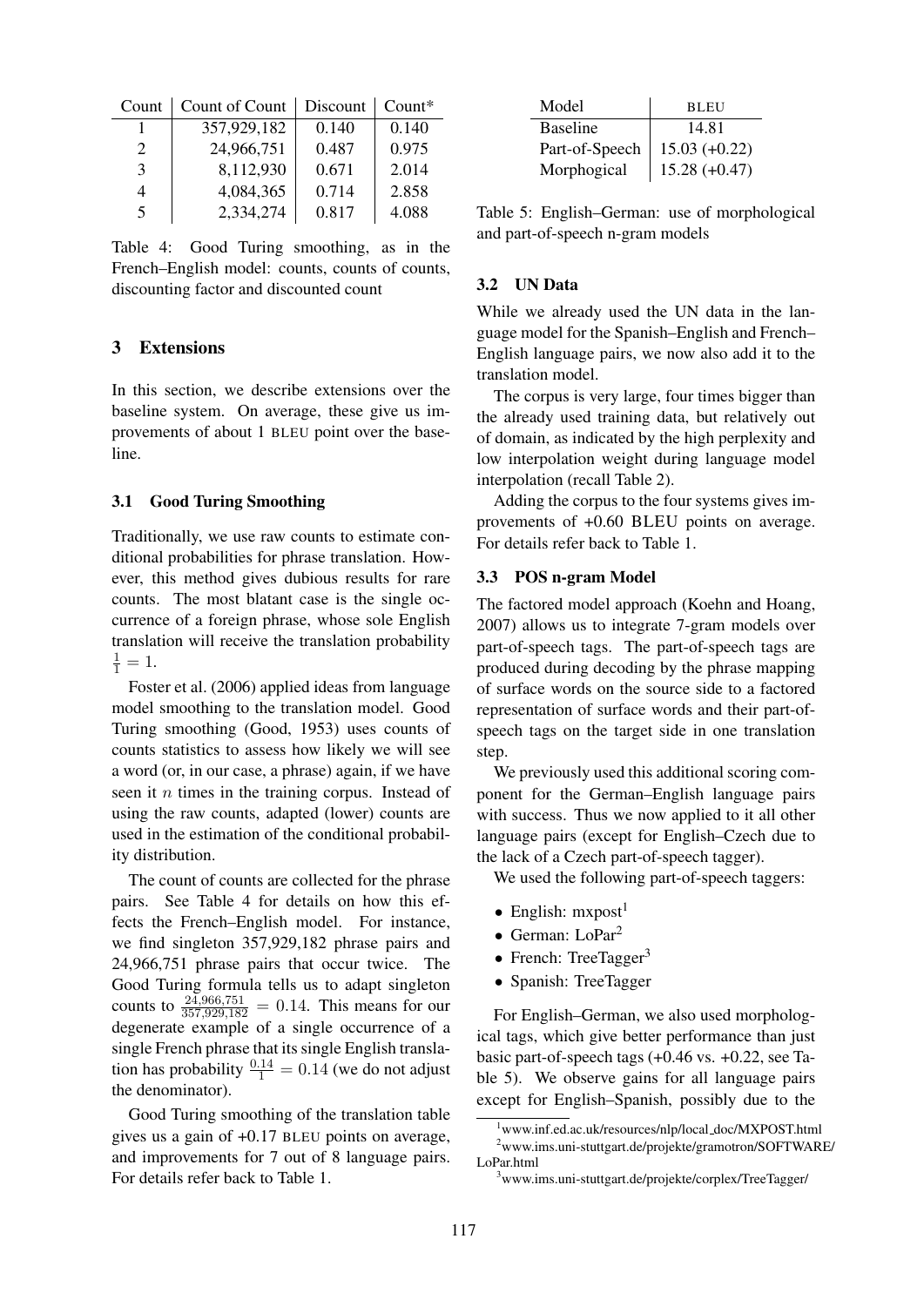| Count | Count of Count | Discount | Count* |
|---|---|---|---|
| 1 | 357,929,182 | 0.140 | 0.140 |
| 2 | 24,966,751 | 0.487 | 0.975 |
| 3 | 8,112,930 | 0.671 | 2.014 |
| 4 | 4,084,365 | 0.714 | 2.858 |
| 5 | 2,334,274 | 0.817 | 4.088 |

Table 4: Good Turing smoothing, as in the French–English model: counts, counts of counts, discounting factor and discounted count

## 3 Extensions

In this section, we describe extensions over the baseline system. On average, these give us improvements of about 1 BLEU point over the baseline.

### 3.1 Good Turing Smoothing

Traditionally, we use raw counts to estimate conditional probabilities for phrase translation. However, this method gives dubious results for rare counts. The most blatant case is the single occurrence of a foreign phrase, whose sole English translation will receive the translation probability $\frac{1}{1} = 1$.

Foster et al. (2006) applied ideas from language model smoothing to the translation model. Good Turing smoothing (Good, 1953) uses counts of counts statistics to assess how likely we will see a word (or, in our case, a phrase) again, if we have seen it $n$ times in the training corpus. Instead of using the raw counts, adapted (lower) counts are used in the estimation of the conditional probability distribution.

The count of counts are collected for the phrase pairs. See Table 4 for details on how this effects the French–English model. For instance, we find singleton 357,929,182 phrase pairs and 24,966,751 phrase pairs that occur twice. The Good Turing formula tells us to adapt singleton counts to $\frac{24,966,751}{357,929,182} = 0.14$. This means for our degenerate example of a single occurrence of a single French phrase that its single English translation has probability $\frac{0.14}{1} = 0.14$ (we do not adjust the denominator).

Good Turing smoothing of the translation table gives us a gain of +0.17 BLEU points on average, and improvements for 7 out of 8 language pairs. For details refer back to Table 1.

| Model | BLEU |
|---|---|
| Baseline | 14.81 |
| Part-of-Speech | 15.03 (+0.22) |
| Morphogical | 15.28 (+0.47) |

Table 5: English–German: use of morphological and part-of-speech n-gram models

### 3.2 UN Data

While we already used the UN data in the language model for the Spanish–English and French–English language pairs, we now also add it to the translation model.

The corpus is very large, four times bigger than the already used training data, but relatively out of domain, as indicated by the high perplexity and low interpolation weight during language model interpolation (recall Table 2).

Adding the corpus to the four systems gives improvements of +0.60 BLEU points on average. For details refer back to Table 1.

### 3.3 POS n-gram Model

The factored model approach (Koehn and Hoang, 2007) allows us to integrate 7-gram models over part-of-speech tags. The part-of-speech tags are produced during decoding by the phrase mapping of surface words on the source side to a factored representation of surface words and their part-of-speech tags on the target side in one translation step.

We previously used this additional scoring component for the German–English language pairs with success. Thus we now applied to it all other language pairs (except for English–Czech due to the lack of a Czech part-of-speech tagger).

We used the following part-of-speech taggers:

- English: mxpost[1]
- German: LoPar[2]
- French: TreeTagger[3]
- Spanish: TreeTagger

For English–German, we also used morphological tags, which give better performance than just basic part-of-speech tags (+0.46 vs. +0.22, see Table 5). We observe gains for all language pairs except for English–Spanish, possibly due to the

[1] www.inf.ed.ac.uk/resources/nlp/local_doc/MXPOST.html

[2] www.ims.uni-stuttgart.de/projekte/gramotron/SOFTWARE/LoPar.html

[3] www.ims.uni-stuttgart.de/projekte/corplex/TreeTagger/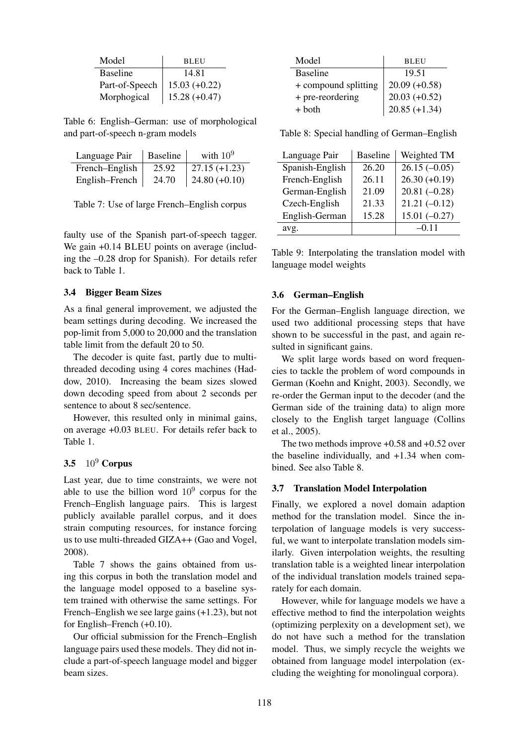| Model | BLEU |
|---|---|
| Baseline | 14.81 |
| Part-of-Speech | 15.03 (+0.22) |
| Morphogical | 15.28 (+0.47) |

Table 6: English–German: use of morphological and part-of-speech n-gram models

| Language Pair | Baseline | with $10^9$ |
|---|---|---|
| French–English | 25.92 | 27.15 (+1.23) |
| English–French | 24.70 | 24.80 (+0.10) |

Table 7: Use of large French–English corpus

faulty use of the Spanish part-of-speech tagger. We gain +0.14 BLEU points on average (including the –0.28 drop for Spanish). For details refer back to Table 1.

### 3.4 Bigger Beam Sizes

As a final general improvement, we adjusted the beam settings during decoding. We increased the pop-limit from 5,000 to 20,000 and the translation table limit from the default 20 to 50.

The decoder is quite fast, partly due to multi-threaded decoding using 4 cores machines (Haddow, 2010). Increasing the beam sizes slowed down decoding speed from about 2 seconds per sentence to about 8 sec/sentence.

However, this resulted only in minimal gains, on average +0.03 BLEU. For details refer back to Table 1.

### 3.5 $10^9$ Corpus

Last year, due to time constraints, we were not able to use the billion word $10^9$ corpus for the French–English language pairs. This is largest publicly available parallel corpus, and it does strain computing resources, for instance forcing us to use multi-threaded GIZA++ (Gao and Vogel, 2008).

Table 7 shows the gains obtained from using this corpus in both the translation model and the language model opposed to a baseline system trained with otherwise the same settings. For French–English we see large gains (+1.23), but not for English–French (+0.10).

Our official submission for the French–English language pairs used these models. They did not include a part-of-speech language model and bigger beam sizes.

| Model | BLEU |
|---|---|
| Baseline | 19.51 |
| + compound splitting | 20.09 (+0.58) |
| + pre-reordering | 20.03 (+0.52) |
| + both | 20.85 (+1.34) |

Table 8: Special handling of German–English

| Language Pair | Baseline | Weighted TM |
|---|---|---|
| Spanish-English | 26.20 | 26.15 (–0.05) |
| French-English | 26.11 | 26.30 (+0.19) |
| German-English | 21.09 | 20.81 (–0.28) |
| Czech-English | 21.33 | 21.21 (–0.12) |
| English-German | 15.28 | 15.01 (–0.27) |
| avg. | | –0.11 |

Table 9: Interpolating the translation model with language model weights

### 3.6 German–English

For the German–English language direction, we used two additional processing steps that have shown to be successful in the past, and again resulted in significant gains.

We split large words based on word frequencies to tackle the problem of word compounds in German (Koehn and Knight, 2003). Secondly, we re-order the German input to the decoder (and the German side of the training data) to align more closely to the English target language (Collins et al., 2005).

The two methods improve +0.58 and +0.52 over the baseline individually, and +1.34 when combined. See also Table 8.

### 3.7 Translation Model Interpolation

Finally, we explored a novel domain adaption method for the translation model. Since the interpolation of language models is very successful, we want to interpolate translation models similarly. Given interpolation weights, the resulting translation table is a weighted linear interpolation of the individual translation models trained separately for each domain.

However, while for language models we have a effective method to find the interpolation weights (optimizing perplexity on a development set), we do not have such a method for the translation model. Thus, we simply recycle the weights we obtained from language model interpolation (excluding the weighting for monolingual corpora).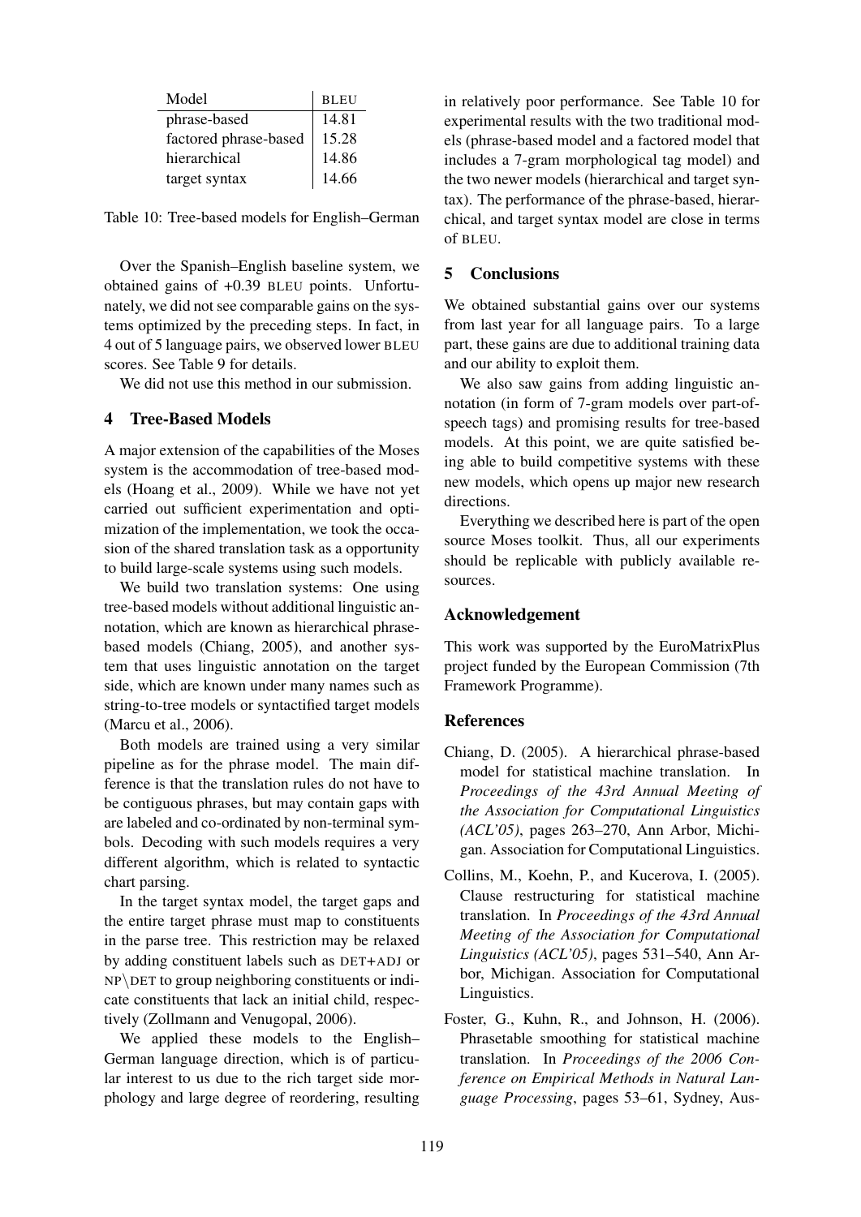| Model | BLEU |
|---|---|
| phrase-based | 14.81 |
| factored phrase-based | 15.28 |
| hierarchical | 14.86 |
| target syntax | 14.66 |

Table 10: Tree-based models for English–German

Over the Spanish–English baseline system, we obtained gains of +0.39 BLEU points. Unfortunately, we did not see comparable gains on the systems optimized by the preceding steps. In fact, in 4 out of 5 language pairs, we observed lower BLEU scores. See Table 9 for details.

We did not use this method in our submission.

## 4 Tree-Based Models

A major extension of the capabilities of the Moses system is the accommodation of tree-based models (Hoang et al., 2009). While we have not yet carried out sufficient experimentation and optimization of the implementation, we took the occasion of the shared translation task as a opportunity to build large-scale systems using such models.

We build two translation systems: One using tree-based models without additional linguistic annotation, which are known as hierarchical phrase-based models (Chiang, 2005), and another system that uses linguistic annotation on the target side, which are known under many names such as string-to-tree models or syntactified target models (Marcu et al., 2006).

Both models are trained using a very similar pipeline as for the phrase model. The main difference is that the translation rules do not have to be contiguous phrases, but may contain gaps with are labeled and co-ordinated by non-terminal symbols. Decoding with such models requires a very different algorithm, which is related to syntactic chart parsing.

In the target syntax model, the target gaps and the entire target phrase must map to constituents in the parse tree. This restriction may be relaxed by adding constituent labels such as DET+ADJ or NP\DET to group neighboring constituents or indicate constituents that lack an initial child, respectively (Zollmann and Venugopal, 2006).

We applied these models to the English–German language direction, which is of particular interest to us due to the rich target side morphology and large degree of reordering, resulting in relatively poor performance. See Table 10 for experimental results with the two traditional models (phrase-based model and a factored model that includes a 7-gram morphological tag model) and the two newer models (hierarchical and target syntax). The performance of the phrase-based, hierarchical, and target syntax model are close in terms of BLEU.

## 5 Conclusions

We obtained substantial gains over our systems from last year for all language pairs. To a large part, these gains are due to additional training data and our ability to exploit them.

We also saw gains from adding linguistic annotation (in form of 7-gram models over part-of-speech tags) and promising results for tree-based models. At this point, we are quite satisfied being able to build competitive systems with these new models, which opens up major new research directions.

Everything we described here is part of the open source Moses toolkit. Thus, all our experiments should be replicable with publicly available resources.

## Acknowledgement

This work was supported by the EuroMatrixPlus project funded by the European Commission (7th Framework Programme).

## References

Chiang, D. (2005). A hierarchical phrase-based model for statistical machine translation. In *Proceedings of the 43rd Annual Meeting of the Association for Computational Linguistics (ACL'05)*, pages 263–270, Ann Arbor, Michigan. Association for Computational Linguistics.

Collins, M., Koehn, P., and Kucerova, I. (2005). Clause restructuring for statistical machine translation. In *Proceedings of the 43rd Annual Meeting of the Association for Computational Linguistics (ACL'05)*, pages 531–540, Ann Arbor, Michigan. Association for Computational Linguistics.

Foster, G., Kuhn, R., and Johnson, H. (2006). Phrasetable smoothing for statistical machine translation. In *Proceedings of the 2006 Conference on Empirical Methods in Natural Language Processing*, pages 53–61, Sydney, Aus-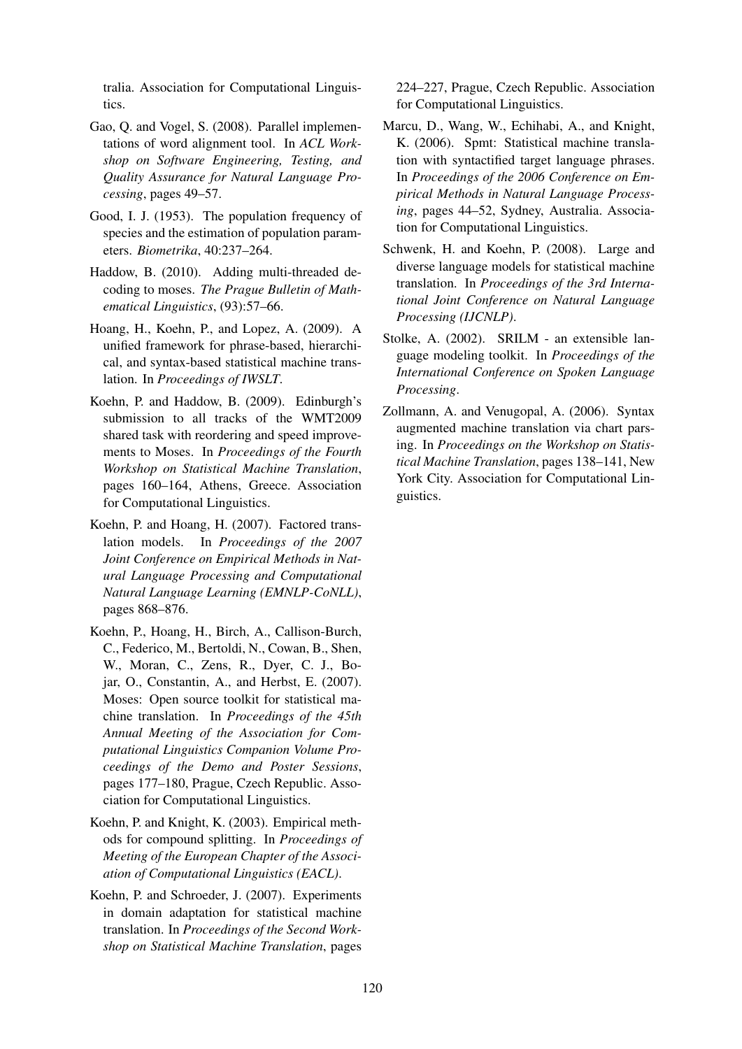tralia. Association for Computational Linguistics.

Gao, Q. and Vogel, S. (2008). Parallel implementations of word alignment tool. In *ACL Workshop on Software Engineering, Testing, and Quality Assurance for Natural Language Processing*, pages 49–57.

Good, I. J. (1953). The population frequency of species and the estimation of population parameters. *Biometrika*, 40:237–264.

Haddow, B. (2010). Adding multi-threaded decoding to moses. *The Prague Bulletin of Mathematical Linguistics*, (93):57–66.

Hoang, H., Koehn, P., and Lopez, A. (2009). A unified framework for phrase-based, hierarchical, and syntax-based statistical machine translation. In *Proceedings of IWSLT*.

Koehn, P. and Haddow, B. (2009). Edinburgh's submission to all tracks of the WMT2009 shared task with reordering and speed improvements to Moses. In *Proceedings of the Fourth Workshop on Statistical Machine Translation*, pages 160–164, Athens, Greece. Association for Computational Linguistics.

Koehn, P. and Hoang, H. (2007). Factored translation models. In *Proceedings of the 2007 Joint Conference on Empirical Methods in Natural Language Processing and Computational Natural Language Learning (EMNLP-CoNLL)*, pages 868–876.

Koehn, P., Hoang, H., Birch, A., Callison-Burch, C., Federico, M., Bertoldi, N., Cowan, B., Shen, W., Moran, C., Zens, R., Dyer, C. J., Bojar, O., Constantin, A., and Herbst, E. (2007). Moses: Open source toolkit for statistical machine translation. In *Proceedings of the 45th Annual Meeting of the Association for Computational Linguistics Companion Volume Proceedings of the Demo and Poster Sessions*, pages 177–180, Prague, Czech Republic. Association for Computational Linguistics.

Koehn, P. and Knight, K. (2003). Empirical methods for compound splitting. In *Proceedings of Meeting of the European Chapter of the Association of Computational Linguistics (EACL)*.

Koehn, P. and Schroeder, J. (2007). Experiments in domain adaptation for statistical machine translation. In *Proceedings of the Second Workshop on Statistical Machine Translation*, pages 224–227, Prague, Czech Republic. Association for Computational Linguistics.

Marcu, D., Wang, W., Echihabi, A., and Knight, K. (2006). Spmt: Statistical machine translation with syntactified target language phrases. In *Proceedings of the 2006 Conference on Empirical Methods in Natural Language Processing*, pages 44–52, Sydney, Australia. Association for Computational Linguistics.

Schwenk, H. and Koehn, P. (2008). Large and diverse language models for statistical machine translation. In *Proceedings of the 3rd International Joint Conference on Natural Language Processing (IJCNLP)*.

Stolke, A. (2002). SRILM - an extensible language modeling toolkit. In *Proceedings of the International Conference on Spoken Language Processing*.

Zollmann, A. and Venugopal, A. (2006). Syntax augmented machine translation via chart parsing. In *Proceedings on the Workshop on Statistical Machine Translation*, pages 138–141, New York City. Association for Computational Linguistics.